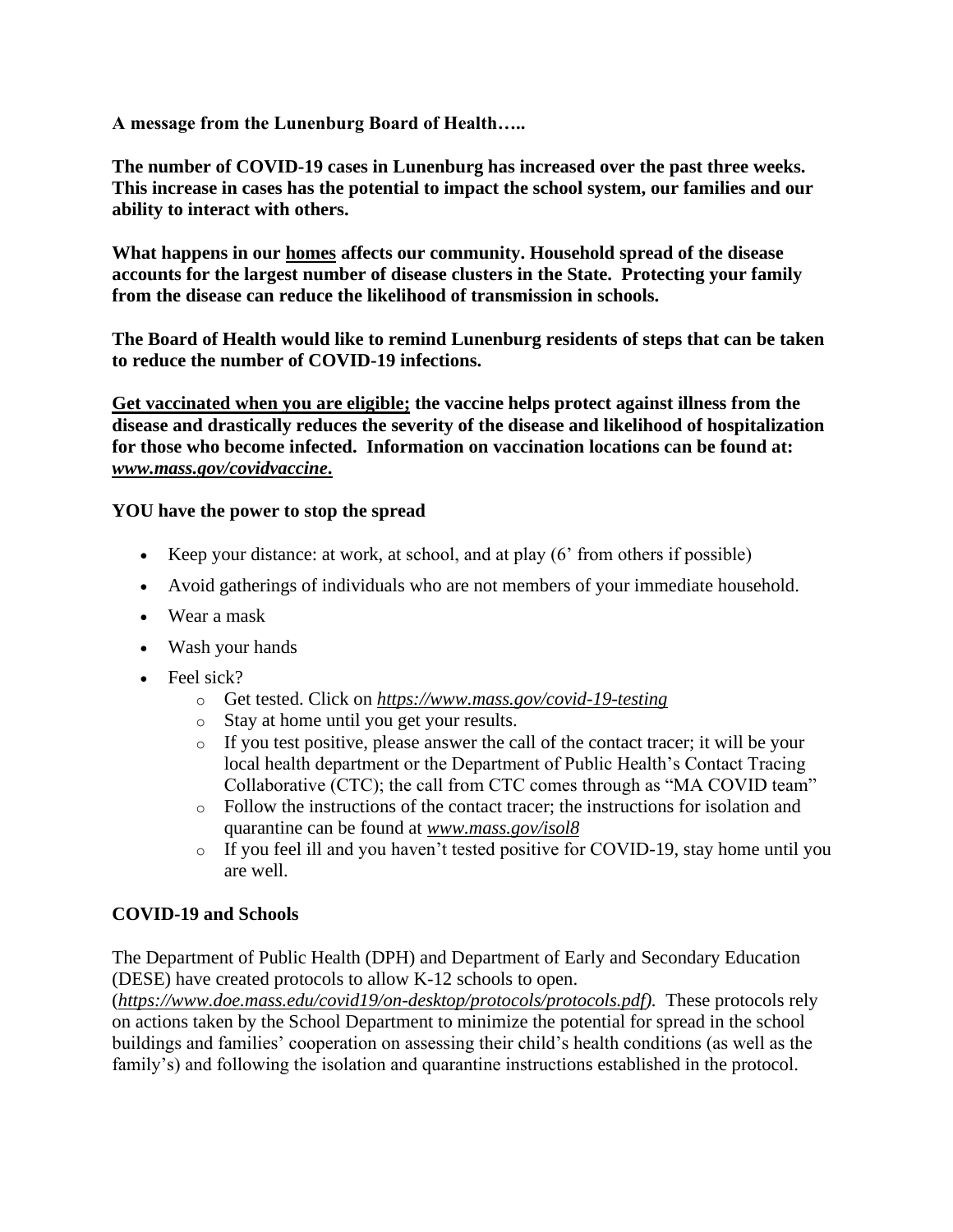**A message from the Lunenburg Board of Health…..**

**The number of COVID-19 cases in Lunenburg has increased over the past three weeks. This increase in cases has the potential to impact the school system, our families and our ability to interact with others.**

**What happens in our homes affects our community. Household spread of the disease accounts for the largest number of disease clusters in the State. Protecting your family from the disease can reduce the likelihood of transmission in schools.**

**The Board of Health would like to remind Lunenburg residents of steps that can be taken to reduce the number of COVID-19 infections.**

**Get vaccinated when you are eligible; the vaccine helps protect against illness from the disease and drastically reduces the severity of the disease and likelihood of hospitalization for those who become infected. Information on vaccination locations can be found at: *www.mass.gov/covidvaccine*.**

**YOU have the power to stop the spread**

- Keep your distance: at work, at school, and at play (6' from others if possible)
- Avoid gatherings of individuals who are not members of your immediate household.
- Wear a mask
- Wash your hands
- Feel sick?
  - Get tested. Click on *https://www.mass.gov/covid-19-testing*
  - Stay at home until you get your results.
  - If you test positive, please answer the call of the contact tracer; it will be your local health department or the Department of Public Health's Contact Tracing Collaborative (CTC); the call from CTC comes through as "MA COVID team"
  - Follow the instructions of the contact tracer; the instructions for isolation and quarantine can be found at *www.mass.gov/isol8*
  - If you feel ill and you haven't tested positive for COVID-19, stay home until you are well.

**COVID-19 and Schools**

The Department of Public Health (DPH) and Department of Early and Secondary Education (DESE) have created protocols to allow K-12 schools to open. (*https://www.doe.mass.edu/covid19/on-desktop/protocols/protocols.pdf)*. These protocols rely on actions taken by the School Department to minimize the potential for spread in the school buildings and families' cooperation on assessing their child's health conditions (as well as the family's) and following the isolation and quarantine instructions established in the protocol.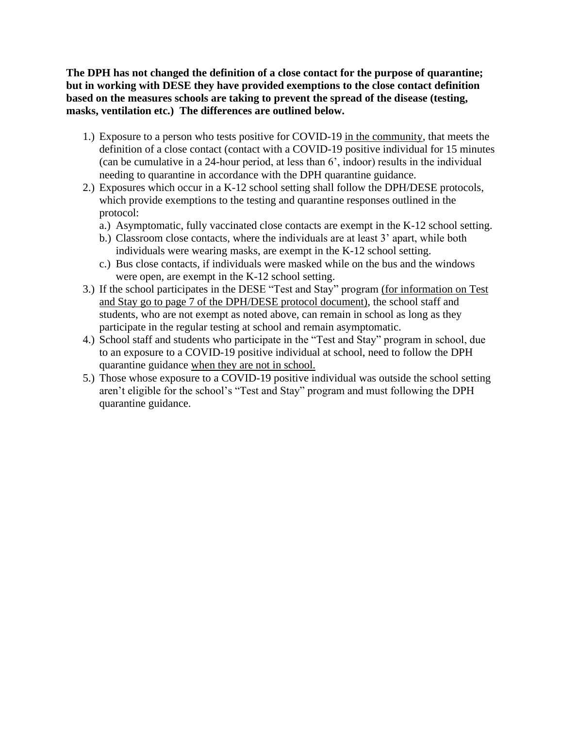**The DPH has not changed the definition of a close contact for the purpose of quarantine; but in working with DESE they have provided exemptions to the close contact definition based on the measures schools are taking to prevent the spread of the disease (testing, masks, ventilation etc.) The differences are outlined below.**

1.) Exposure to a person who tests positive for COVID-19 in the community, that meets the definition of a close contact (contact with a COVID-19 positive individual for 15 minutes (can be cumulative in a 24-hour period, at less than 6', indoor) results in the individual needing to quarantine in accordance with the DPH quarantine guidance.

2.) Exposures which occur in a K-12 school setting shall follow the DPH/DESE protocols, which provide exemptions to the testing and quarantine responses outlined in the protocol:
   - a.) Asymptomatic, fully vaccinated close contacts are exempt in the K-12 school setting.
   - b.) Classroom close contacts, where the individuals are at least 3' apart, while both individuals were wearing masks, are exempt in the K-12 school setting.
   - c.) Bus close contacts, if individuals were masked while on the bus and the windows were open, are exempt in the K-12 school setting.

3.) If the school participates in the DESE "Test and Stay" program (for information on Test and Stay go to page 7 of the DPH/DESE protocol document), the school staff and students, who are not exempt as noted above, can remain in school as long as they participate in the regular testing at school and remain asymptomatic.

4.) School staff and students who participate in the "Test and Stay" program in school, due to an exposure to a COVID-19 positive individual at school, need to follow the DPH quarantine guidance when they are not in school.

5.) Those whose exposure to a COVID-19 positive individual was outside the school setting aren't eligible for the school's "Test and Stay" program and must following the DPH quarantine guidance.